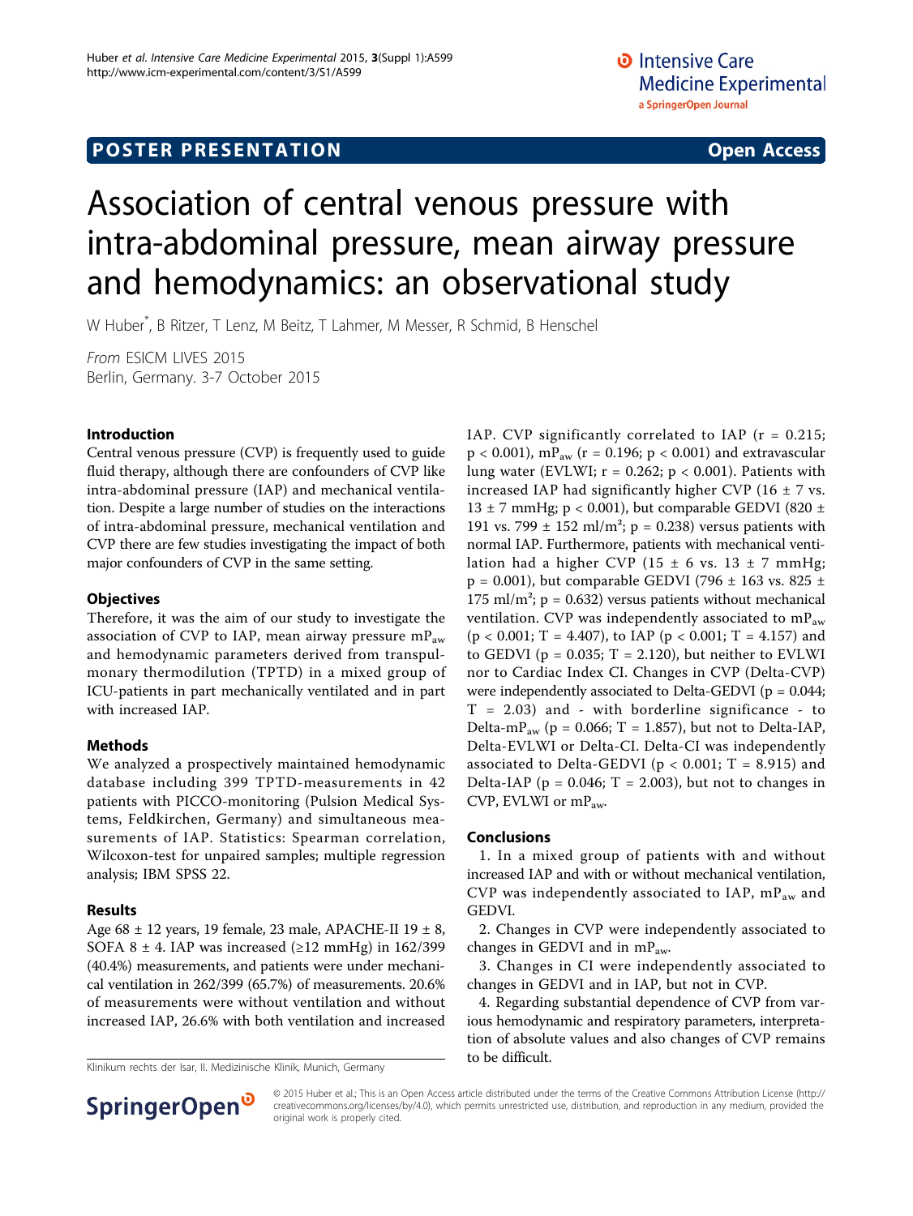POSTER PRESENTATION — Open Access

# Association of central venous pressure with intra-abdominal pressure, mean airway pressure and hemodynamics: an observational study

W Huber*, B Ritzer, T Lenz, M Beitz, T Lahmer, M Messer, R Schmid, B Henschel

*From* ESICM LIVES 2015
Berlin, Germany. 3-7 October 2015

## Introduction

Central venous pressure (CVP) is frequently used to guide fluid therapy, although there are confounders of CVP like intra-abdominal pressure (IAP) and mechanical ventilation. Despite a large number of studies on the interactions of intra-abdominal pressure, mechanical ventilation and CVP there are few studies investigating the impact of both major confounders of CVP in the same setting.

## Objectives

Therefore, it was the aim of our study to investigate the association of CVP to IAP, mean airway pressure $mP_{aw}$ and hemodynamic parameters derived from transpulmonary thermodilution (TPTD) in a mixed group of ICU-patients in part mechanically ventilated and in part with increased IAP.

## Methods

We analyzed a prospectively maintained hemodynamic database including 399 TPTD-measurements in 42 patients with PICCO-monitoring (Pulsion Medical Systems, Feldkirchen, Germany) and simultaneous measurements of IAP. Statistics: Spearman correlation, Wilcoxon-test for unpaired samples; multiple regression analysis; IBM SPSS 22.

## Results

Age 68 ± 12 years, 19 female, 23 male, APACHE-II 19 ± 8, SOFA 8 ± 4. IAP was increased (≥12 mmHg) in 162/399 (40.4%) measurements, and patients were under mechanical ventilation in 262/399 (65.7%) of measurements. 20.6% of measurements were without ventilation and without increased IAP, 26.6% with both ventilation and increased IAP. CVP significantly correlated to IAP ($r = 0.215$; $p < 0.001$), $mP_{aw}$ ($r = 0.196$; $p < 0.001$) and extravascular lung water (EVLWI; $r = 0.262$; $p < 0.001$). Patients with increased IAP had significantly higher CVP (16 ± 7 vs. 13 ± 7 mmHg; $p < 0.001$), but comparable GEDVI (820 ± 191 vs. 799 ± 152 ml/m²; $p = 0.238$) versus patients with normal IAP. Furthermore, patients with mechanical ventilation had a higher CVP (15 ± 6 vs. 13 ± 7 mmHg; $p = 0.001$), but comparable GEDVI (796 ± 163 vs. 825 ± 175 ml/m²; $p = 0.632$) versus patients without mechanical ventilation. CVP was independently associated to $mP_{aw}$ ($p < 0.001$; $T = 4.407$), to IAP ($p < 0.001$; $T = 4.157$) and to GEDVI ($p = 0.035$; $T = 2.120$), but neither to EVLWI nor to Cardiac Index CI. Changes in CVP (Delta-CVP) were independently associated to Delta-GEDVI ($p = 0.044$; $T = 2.03$) and - with borderline significance - to Delta-$mP_{aw}$ ($p = 0.066$; $T = 1.857$), but not to Delta-IAP, Delta-EVLWI or Delta-CI. Delta-CI was independently associated to Delta-GEDVI ($p < 0.001$; $T = 8.915$) and Delta-IAP ($p = 0.046$; $T = 2.003$), but not to changes in CVP, EVLWI or $mP_{aw}$.

## Conclusions

1. In a mixed group of patients with and without increased IAP and with or without mechanical ventilation, CVP was independently associated to IAP, $mP_{aw}$ and GEDVI.

2. Changes in CVP were independently associated to changes in GEDVI and in $mP_{aw}$.

3. Changes in CI were independently associated to changes in GEDVI and in IAP, but not in CVP.

4. Regarding substantial dependence of CVP from various hemodynamic and respiratory parameters, interpretation of absolute values and also changes of CVP remains to be difficult.

Klinikum rechts der Isar, II. Medizinische Klinik, Munich, Germany

© 2015 Huber et al.; This is an Open Access article distributed under the terms of the Creative Commons Attribution License (http://creativecommons.org/licenses/by/4.0), which permits unrestricted use, distribution, and reproduction in any medium, provided the original work is properly cited.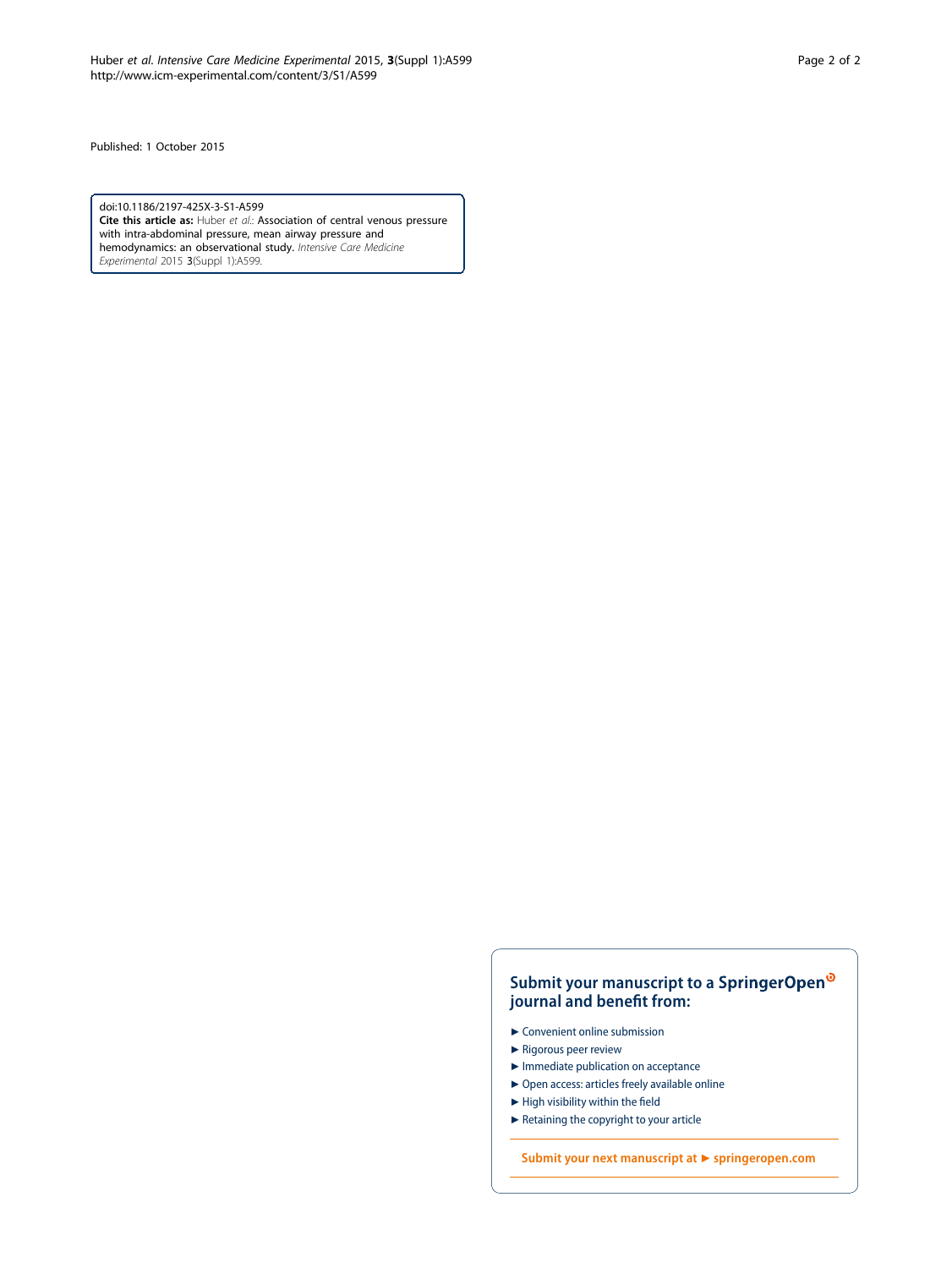Published: 1 October 2015

doi:10.1186/2197-425X-3-S1-A599
**Cite this article as:** Huber *et al.*: Association of central venous pressure with intra-abdominal pressure, mean airway pressure and hemodynamics: an observational study. *Intensive Care Medicine Experimental* 2015 **3**(Suppl 1):A599.

**Submit your manuscript to a SpringerOpen journal and benefit from:**

- ► Convenient online submission
- ► Rigorous peer review
- ► Immediate publication on acceptance
- ► Open access: articles freely available online
- ► High visibility within the field
- ► Retaining the copyright to your article

**Submit your next manuscript at ► springeropen.com**